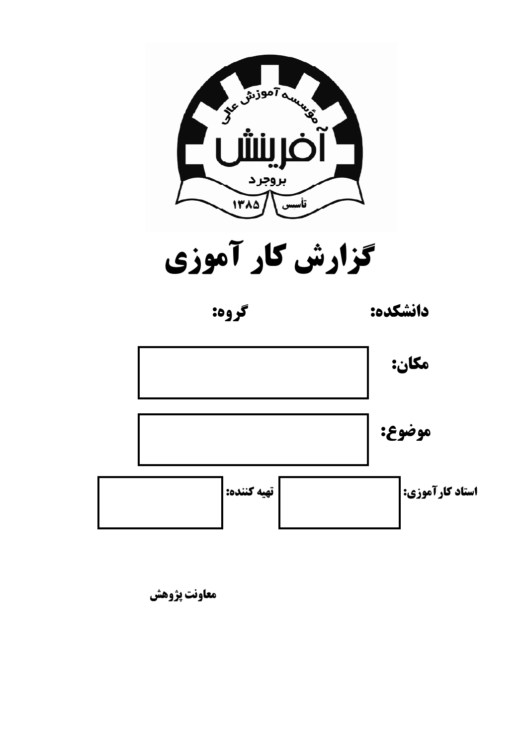مؤسسه آموزش عالی

آفرینش

بروجرد

تأسیس ۱۳۸۵

# گزارش کار آموزی

**دانشکده:** **گروه:**

**مکان:**

**موضوع:**

**استاد کارآموزی:** **تهیه کننده:**

**معاونت پژوهش**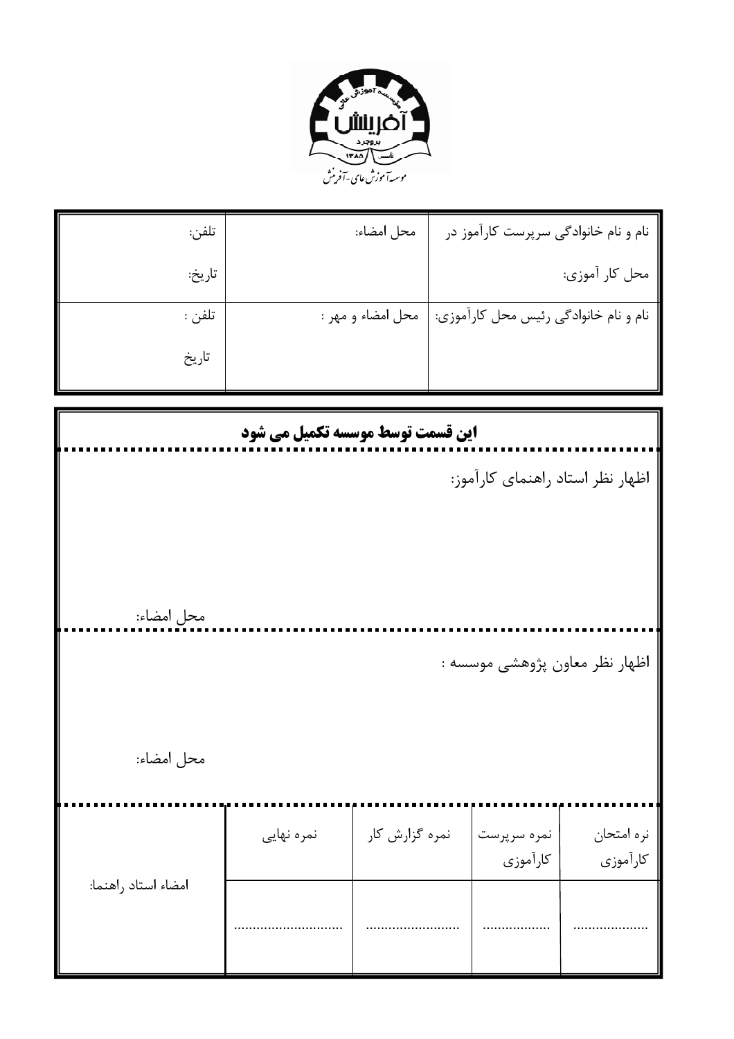موسسه آموزش عالی آفرینش

| نام و نام خانوادگی سرپرست کارآموز در محل کار آموزی: | محل امضاء: | تلفن: تاریخ: |
|---|---|---|
| نام و نام خانوادگی رئیس محل کارآموزی: | محل امضاء و مهر : | تلفن : تاریخ |

**این قسمت توسط موسسه تکمیل می شود**

اظهار نظر استاد راهنمای کارآموز:

محل امضاء:

اظهار نظر معاون پژوهشی موسسه :

محل امضاء:

| نره امتحان کارآموزی | نمره سرپرست کارآموزی | نمره گزارش کار | نمره نهایی | امضاء استاد راهنما: |
|---|---|---|---|---|
| .................... | .................. | ......................... | ............................. | |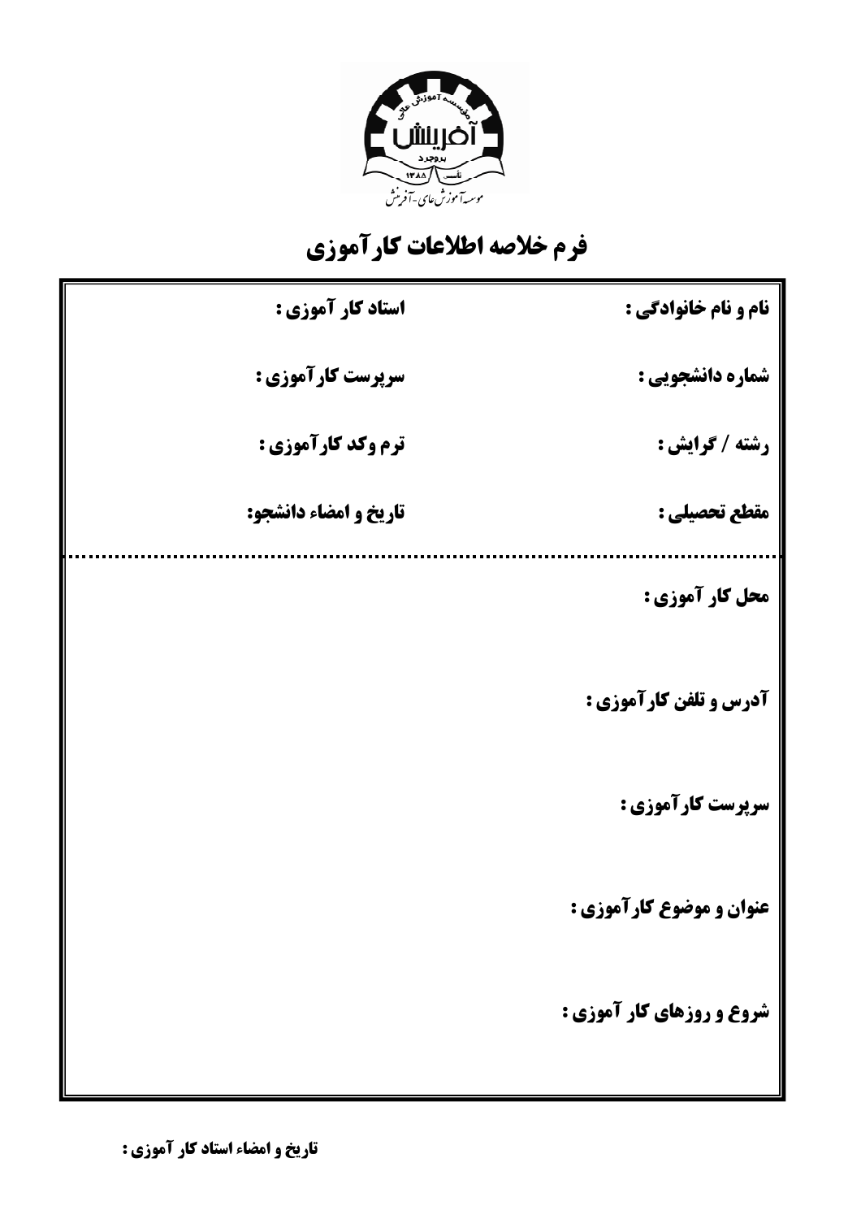# فرم خلاصه اطلاعات کارآموزی

| | |
|---|---|
| **نام و نام خانوادگی :** | **استاد کار آموزی :** |
| **شماره دانشجویی :** | **سرپرست کارآموزی :** |
| **رشته / گرایش :** | **ترم وکد کارآموزی :** |
| **مقطع تحصیلی :** | **تاریخ و امضاء دانشجو:** |

**محل کار آموزی :**

**آدرس و تلفن کارآموزی :**

**سرپرست کارآموزی :**

**عنوان و موضوع کارآموزی :**

**شروع و روزهای کار آموزی :**

**تاریخ و امضاء استاد کار آموزی :**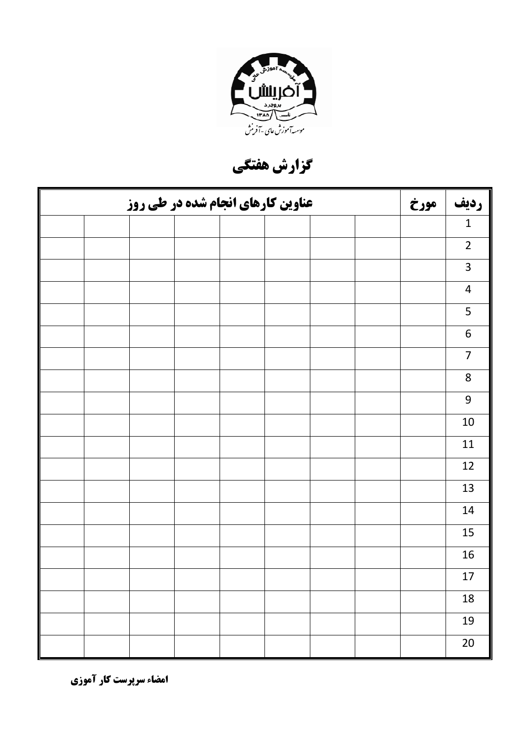# گزارش هفتگی

| ردیف | مورخ | عناوین کارهای انجام شده در طی روز | | | | | | | |
|---|---|---|---|---|---|---|---|---|---|
| 1 | | | | | | | | | |
| 2 | | | | | | | | | |
| 3 | | | | | | | | | |
| 4 | | | | | | | | | |
| 5 | | | | | | | | | |
| 6 | | | | | | | | | |
| 7 | | | | | | | | | |
| 8 | | | | | | | | | |
| 9 | | | | | | | | | |
| 10 | | | | | | | | | |
| 11 | | | | | | | | | |
| 12 | | | | | | | | | |
| 13 | | | | | | | | | |
| 14 | | | | | | | | | |
| 15 | | | | | | | | | |
| 16 | | | | | | | | | |
| 17 | | | | | | | | | |
| 18 | | | | | | | | | |
| 19 | | | | | | | | | |
| 20 | | | | | | | | | |

**امضاء سرپرست کار آموزی**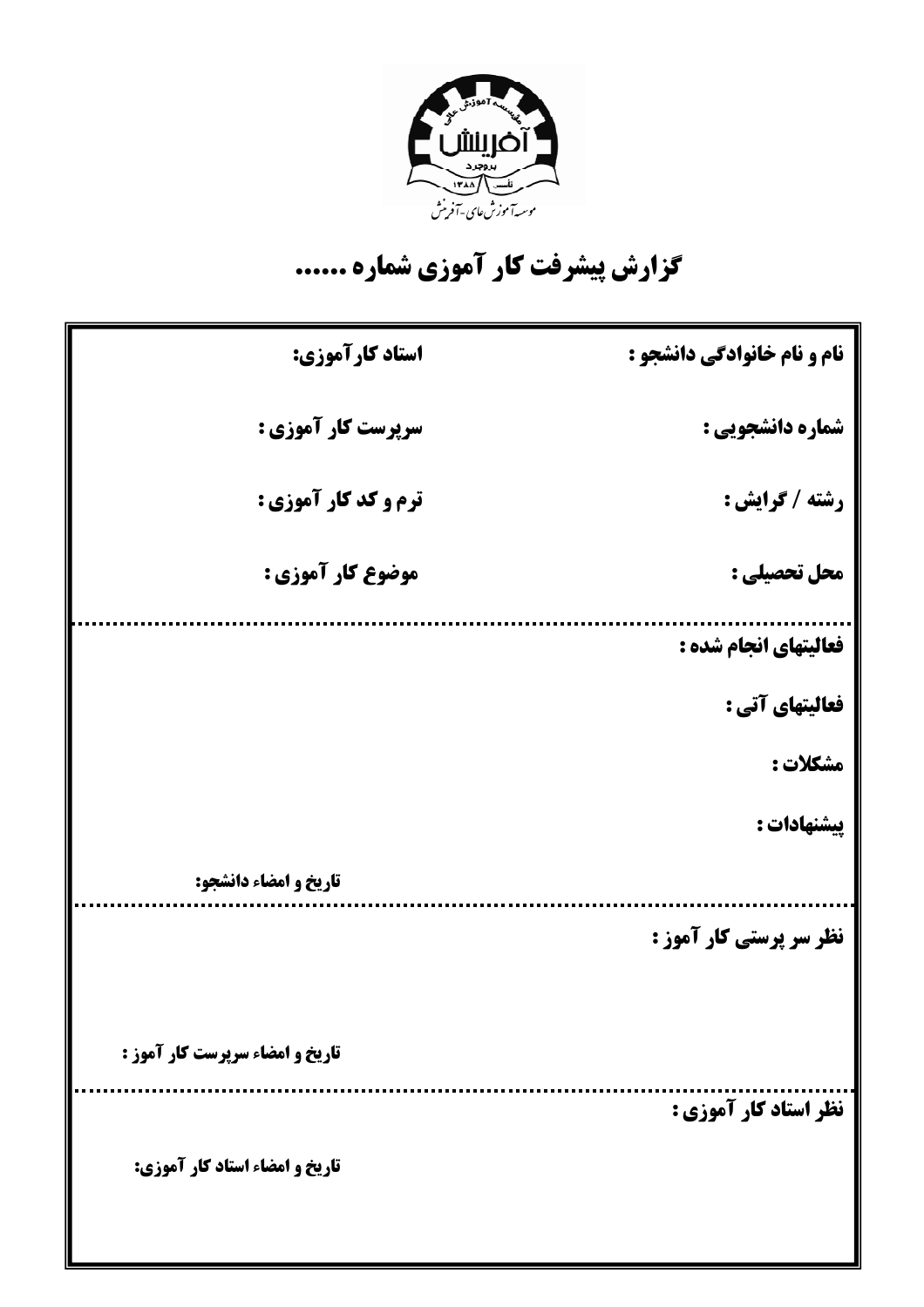# گزارش پیشرفت کار آموزی شماره ......

| | |
|---|---|
| **نام و نام خانوادگی دانشجو :** | **استاد کارآموزی:** |
| **شماره دانشجویی :** | **سرپرست کار آموزی :** |
| **رشته / گرایش :** | **ترم و کد کار آموزی :** |
| **محل تحصیلی :** | **موضوع کار آموزی :** |

---

**فعالیتهای انجام شده :**

**فعالیتهای آتی :**

**مشکلات :**

**پیشنهادات :**

**تاریخ و امضاء دانشجو:**

---

**نظر سر پرستی کار آموز :**

**تاریخ و امضاء سرپرست کار آموز :**

---

**نظر استاد کار آموزی :**

**تاریخ و امضاء استاد کار آموزی:**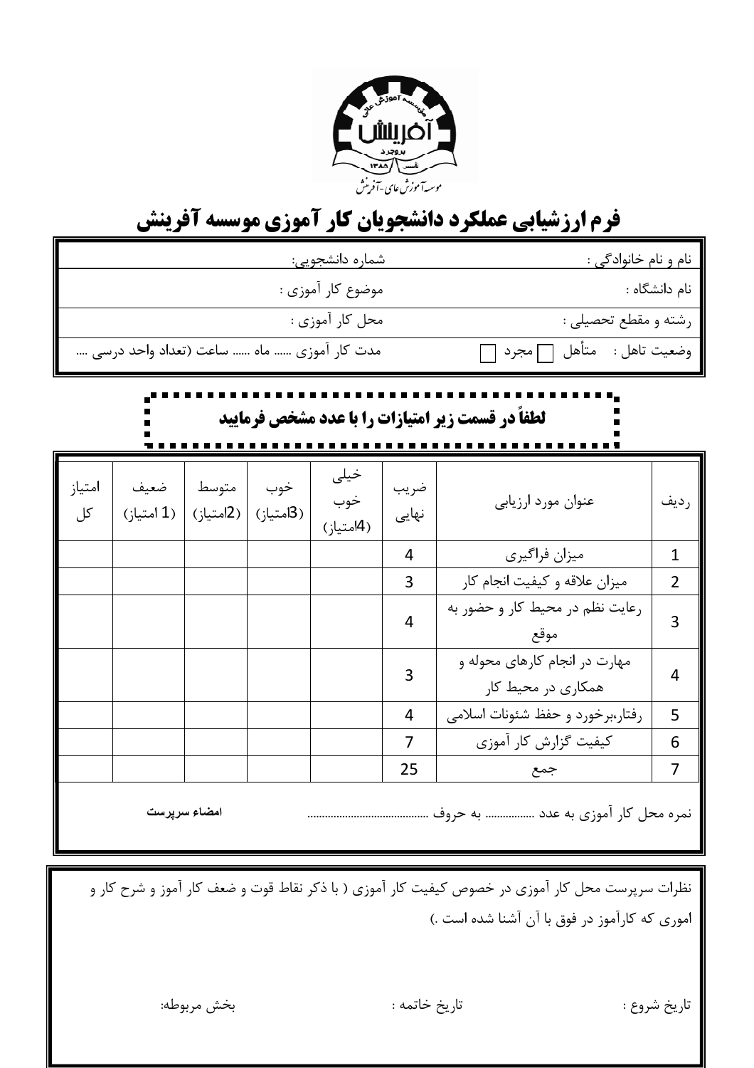# فرم ارزشیابی عملکرد دانشجویان کار آموزی موسسه آفرینش

| | |
|---|---|
| نام و نام خانوادگی : | شماره دانشجویی: |
| نام دانشگاه : | موضوع کار آموزی : |
| رشته و مقطع تحصیلی : | محل کار آموزی : |
| وضعیت تاهل : متأهل ☐ مجرد ☐ | مدت کار آموزی ...... ماه ...... ساعت (تعداد واحد درسی .... |

**لطفاً در قسمت زیر امتیازات را با عدد مشخص فرمایید**

| ردیف | عنوان مورد ارزیابی | ضریب نهایی | خیلی خوب (4امتیاز) | خوب (3امتیاز) | متوسط (2امتیاز) | ضعیف (1 امتیاز) | امتیاز کل |
|---|---|---|---|---|---|---|---|
| 1 | میزان فراگیری | 4 | | | | | |
| 2 | میزان علاقه و کیفیت انجام کار | 3 | | | | | |
| 3 | رعایت نظم در محیط کار و حضور به موقع | 4 | | | | | |
| 4 | مهارت در انجام کارهای محوله و همکاری در محیط کار | 3 | | | | | |
| 5 | رفتار،برخورد و حفظ شئونات اسلامی | 4 | | | | | |
| 6 | کیفیت گزارش کار آموزی | 7 | | | | | |
| 7 | جمع | 25 | | | | | |

نمره محل کار آموزی به عدد ................. به حروف ......................................... **امضاء سرپرست**

نظرات سرپرست محل کار آموزی در خصوص کیفیت کار آموزی ( با ذکر نقاط قوت و ضعف کار آموز و شرح کار و اموری که کارآموز در فوق با آن آشنا شده است .)

تاریخ شروع : تاریخ خاتمه : بخش مربوطه: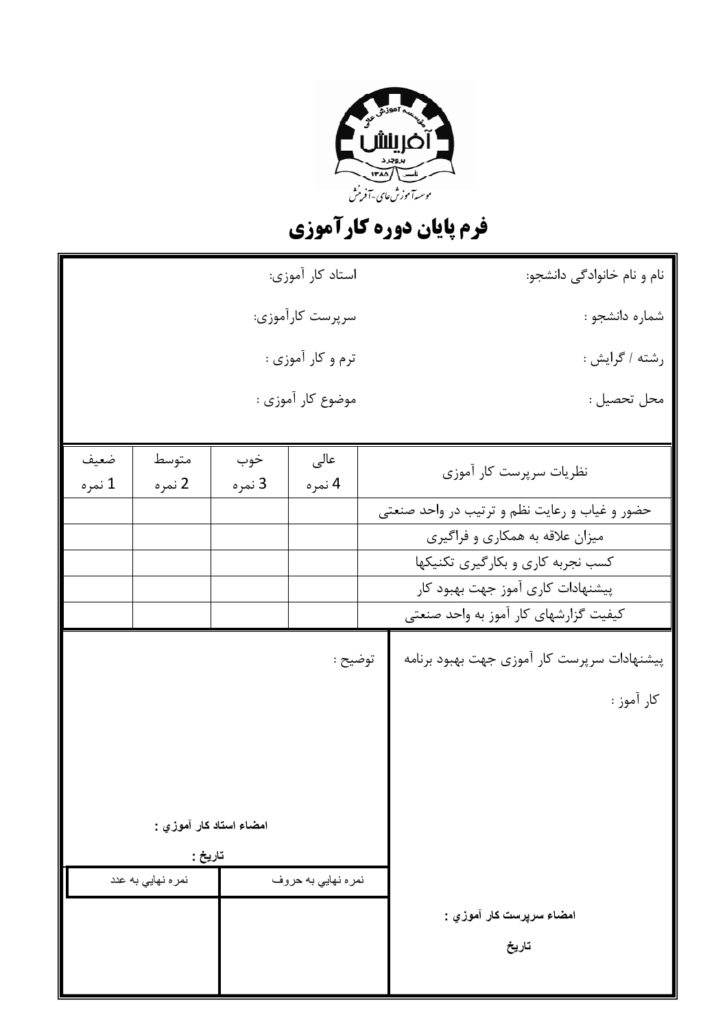موسسه آموزش عالی آفرینش
بروجرد
تاسیس ۱۳۸۸
موسسه آموزش عالی-آفرینش

# فرم پایان دوره کارآموزی

نام و نام خانوادگی دانشجو:

استاد کار آموزی:

شماره دانشجو :

سرپرست کارآموزی:

رشته / گرایش :

ترم و کار آموزی :

محل تحصیل :

موضوع کار آموزی :

| نظریات سرپرست کار آموزی | عالی 4 نمره | خوب 3 نمره | متوسط 2 نمره | ضعیف 1 نمره |
|---|---|---|---|---|
| حضور و غیاب و رعایت نظم و ترتیب در واحد صنعتی | | | | |
| میزان علاقه به همکاری و فراگیری | | | | |
| کسب نجربه کاری و بکارگیری تکنیکها | | | | |
| پیشنهادات کاری آموز جهت بهبود کار | | | | |
| کیفیت گزارشهای کار آموز به واحد صنعتی | | | | |

پیشنهادات سرپرست کار آموزی جهت بهبود برنامه کار آموز :

**امضاء سرپرست کار آموزي :**

**تاريخ**

توضیح :

**امضاء استاد كار آموزي :**

**تاريخ :**

| نمره نهايي به حروف | نمره نهايي به عدد |
|---|---|
| | |